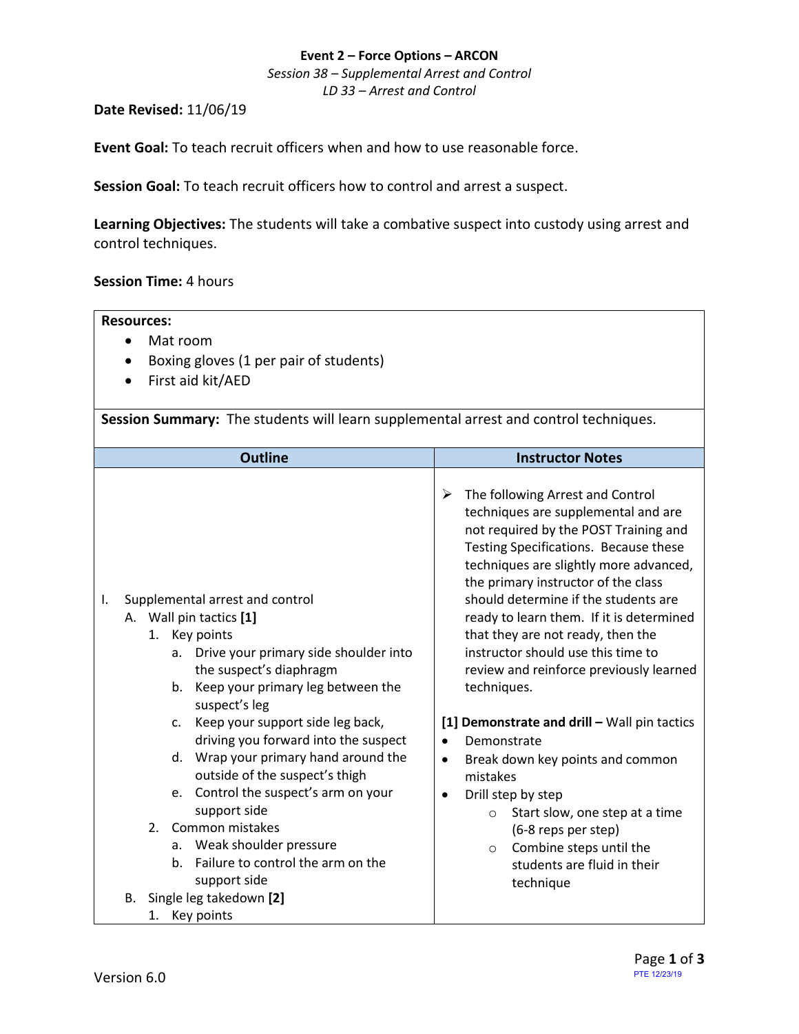**Event 2 – Force Options – ARCON**

*Session 38 – Supplemental Arrest and Control*

*LD 33 – Arrest and Control*

**Date Revised:** 11/06/19

**Event Goal:** To teach recruit officers when and how to use reasonable force.

**Session Goal:** To teach recruit officers how to control and arrest a suspect.

**Learning Objectives:** The students will take a combative suspect into custody using arrest and control techniques.

**Session Time:** 4 hours

**Resources:**

- Mat room
- Boxing gloves (1 per pair of students)
- First aid kit/AED

**Session Summary:** The students will learn supplemental arrest and control techniques.

| Outline | Instructor Notes |
|---|---|
| I. Supplemental arrest and control<br>A. Wall pin tactics **[1]**<br>1. Key points<br>a. Drive your primary side shoulder into the suspect's diaphragm<br>b. Keep your primary leg between the suspect's leg<br>c. Keep your support side leg back, driving you forward into the suspect<br>d. Wrap your primary hand around the outside of the suspect's thigh<br>e. Control the suspect's arm on your support side<br>2. Common mistakes<br>a. Weak shoulder pressure<br>b. Failure to control the arm on the support side<br>B. Single leg takedown **[2]**<br>1. Key points | ➢ The following Arrest and Control techniques are supplemental and are not required by the POST Training and Testing Specifications. Because these techniques are slightly more advanced, the primary instructor of the class should determine if the students are ready to learn them. If it is determined that they are not ready, then the instructor should use this time to review and reinforce previously learned techniques.<br><br>**[1] Demonstrate and drill –** Wall pin tactics<br>• Demonstrate<br>• Break down key points and common mistakes<br>• Drill step by step<br>○ Start slow, one step at a time (6-8 reps per step)<br>○ Combine steps until the students are fluid in their technique |

Version 6.0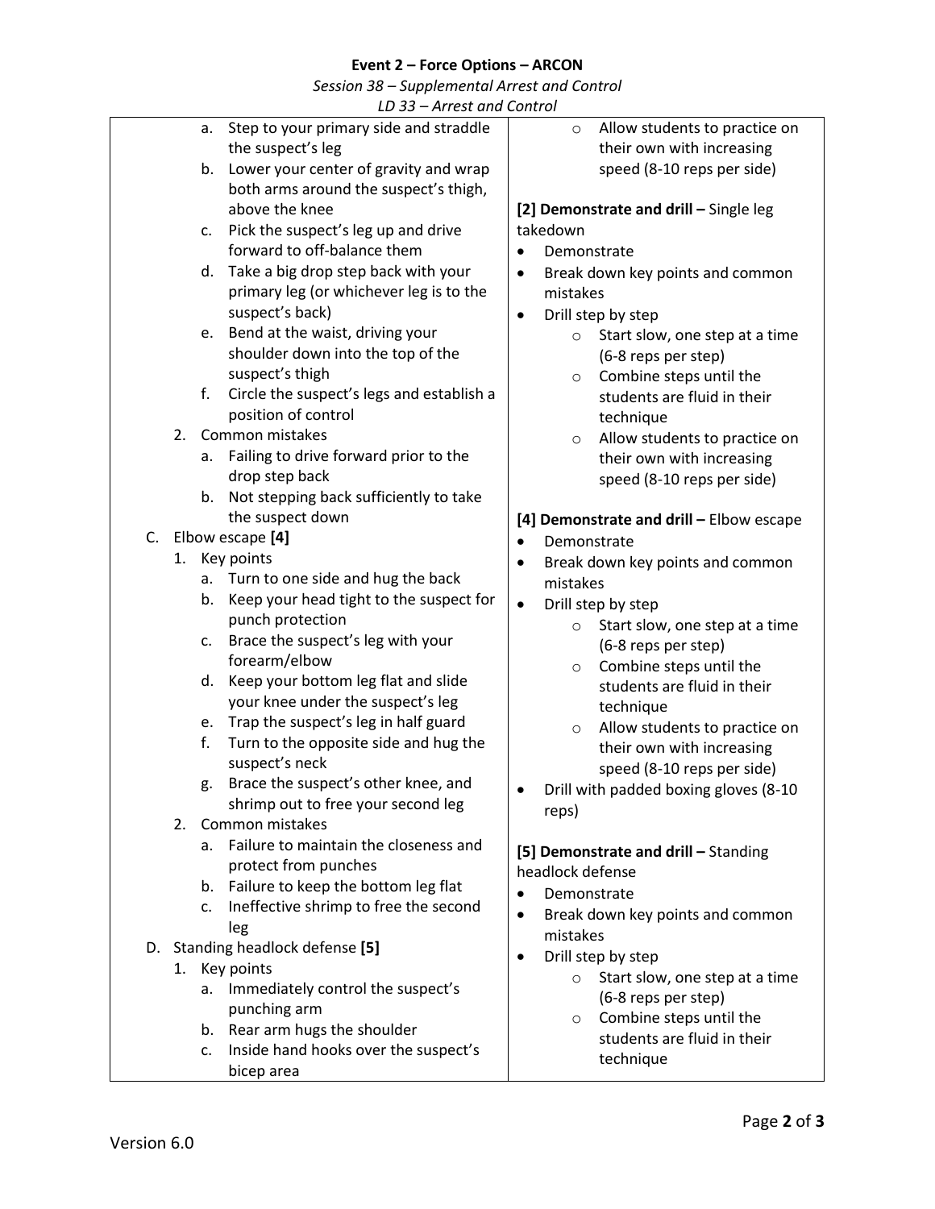**Event 2 – Force Options – ARCON**

*Session 38 – Supplemental Arrest and Control*

*LD 33 – Arrest and Control*

| | |
|---|---|
| a. Step to your primary side and straddle the suspect's leg<br>b. Lower your center of gravity and wrap both arms around the suspect's thigh, above the knee<br>c. Pick the suspect's leg up and drive forward to off-balance them<br>d. Take a big drop step back with your primary leg (or whichever leg is to the suspect's back)<br>e. Bend at the waist, driving your shoulder down into the top of the suspect's thigh<br>f. Circle the suspect's legs and establish a position of control<br>2. Common mistakes<br>a. Failing to drive forward prior to the drop step back<br>b. Not stepping back sufficiently to take the suspect down<br>C. Elbow escape **[4]**<br>1. Key points<br>a. Turn to one side and hug the back<br>b. Keep your head tight to the suspect for punch protection<br>c. Brace the suspect's leg with your forearm/elbow<br>d. Keep your bottom leg flat and slide your knee under the suspect's leg<br>e. Trap the suspect's leg in half guard<br>f. Turn to the opposite side and hug the suspect's neck<br>g. Brace the suspect's other knee, and shrimp out to free your second leg<br>2. Common mistakes<br>a. Failure to maintain the closeness and protect from punches<br>b. Failure to keep the bottom leg flat<br>c. Ineffective shrimp to free the second leg<br>D. Standing headlock defense **[5]**<br>1. Key points<br>a. Immediately control the suspect's punching arm<br>b. Rear arm hugs the shoulder<br>c. Inside hand hooks over the suspect's bicep area | ○ Allow students to practice on their own with increasing speed (8-10 reps per side)<br><br>**[2] Demonstrate and drill –** Single leg takedown<br>• Demonstrate<br>• Break down key points and common mistakes<br>• Drill step by step<br>○ Start slow, one step at a time (6-8 reps per step)<br>○ Combine steps until the students are fluid in their technique<br>○ Allow students to practice on their own with increasing speed (8-10 reps per side)<br><br>**[4] Demonstrate and drill –** Elbow escape<br>• Demonstrate<br>• Break down key points and common mistakes<br>• Drill step by step<br>○ Start slow, one step at a time (6-8 reps per step)<br>○ Combine steps until the students are fluid in their technique<br>○ Allow students to practice on their own with increasing speed (8-10 reps per side)<br>• Drill with padded boxing gloves (8-10 reps)<br><br>**[5] Demonstrate and drill –** Standing headlock defense<br>• Demonstrate<br>• Break down key points and common mistakes<br>• Drill step by step<br>○ Start slow, one step at a time (6-8 reps per step)<br>○ Combine steps until the students are fluid in their technique |

Version 6.0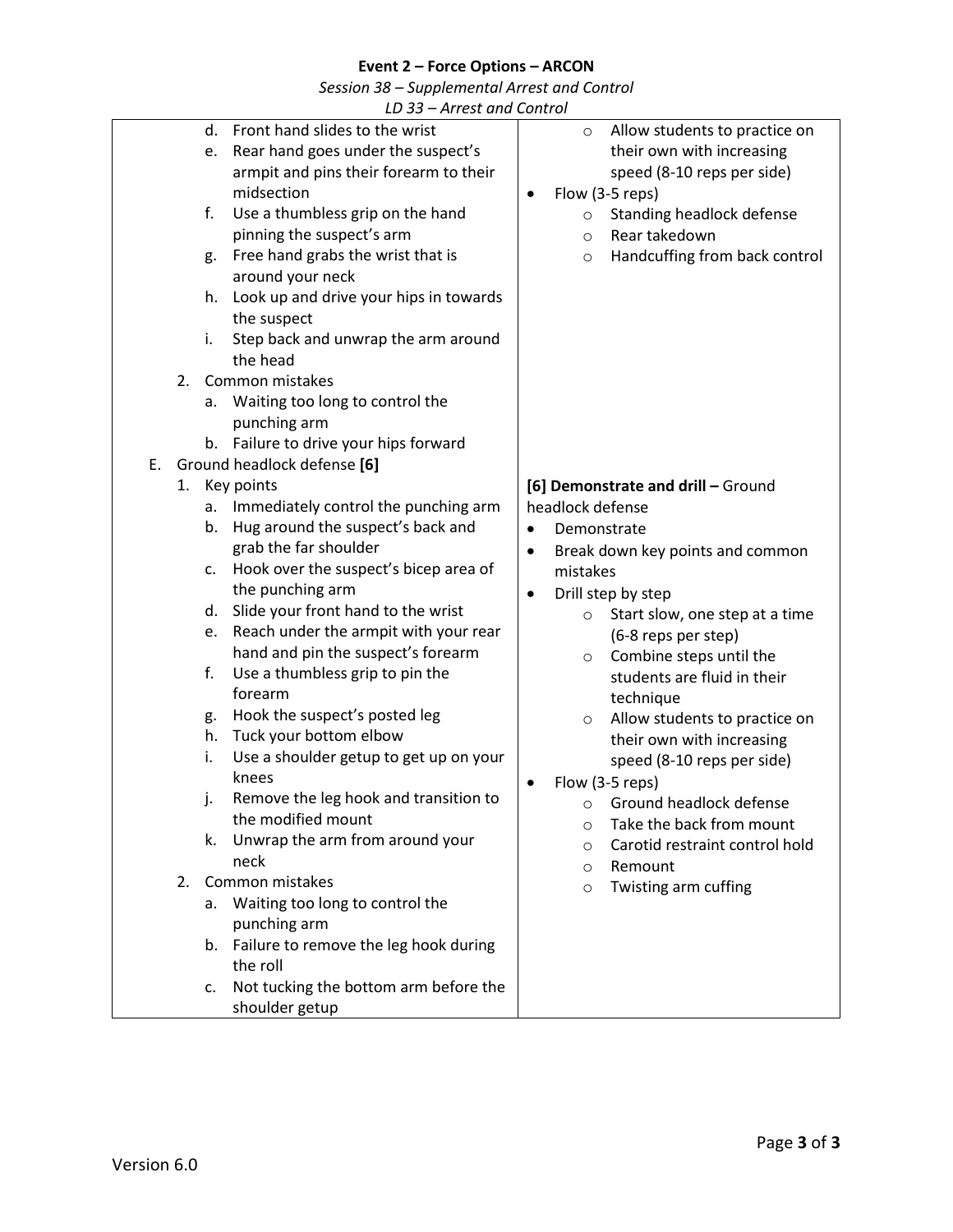**Event 2 – Force Options – ARCON**

*Session 38 – Supplemental Arrest and Control*

*LD 33 – Arrest and Control*

| | |
|---|---|
| d. Front hand slides to the wrist<br>e. Rear hand goes under the suspect's armpit and pins their forearm to their midsection<br>f. Use a thumbless grip on the hand pinning the suspect's arm<br>g. Free hand grabs the wrist that is around your neck<br>h. Look up and drive your hips in towards the suspect<br>i. Step back and unwrap the arm around the head<br>2. Common mistakes<br>a. Waiting too long to control the punching arm<br>b. Failure to drive your hips forward | ○ Allow students to practice on their own with increasing speed (8-10 reps per side)<br>• Flow (3-5 reps)<br>○ Standing headlock defense<br>○ Rear takedown<br>○ Handcuffing from back control |
| E. Ground headlock defense **[6]**<br>1. Key points<br>a. Immediately control the punching arm<br>b. Hug around the suspect's back and grab the far shoulder<br>c. Hook over the suspect's bicep area of the punching arm<br>d. Slide your front hand to the wrist<br>e. Reach under the armpit with your rear hand and pin the suspect's forearm<br>f. Use a thumbless grip to pin the forearm<br>g. Hook the suspect's posted leg<br>h. Tuck your bottom elbow<br>i. Use a shoulder getup to get up on your knees<br>j. Remove the leg hook and transition to the modified mount<br>k. Unwrap the arm from around your neck<br>2. Common mistakes<br>a. Waiting too long to control the punching arm<br>b. Failure to remove the leg hook during the roll<br>c. Not tucking the bottom arm before the shoulder getup | **[6] Demonstrate and drill –** Ground headlock defense<br>• Demonstrate<br>• Break down key points and common mistakes<br>• Drill step by step<br>○ Start slow, one step at a time (6-8 reps per step)<br>○ Combine steps until the students are fluid in their technique<br>○ Allow students to practice on their own with increasing speed (8-10 reps per side)<br>• Flow (3-5 reps)<br>○ Ground headlock defense<br>○ Take the back from mount<br>○ Carotid restraint control hold<br>○ Remount<br>○ Twisting arm cuffing |

Version 6.0